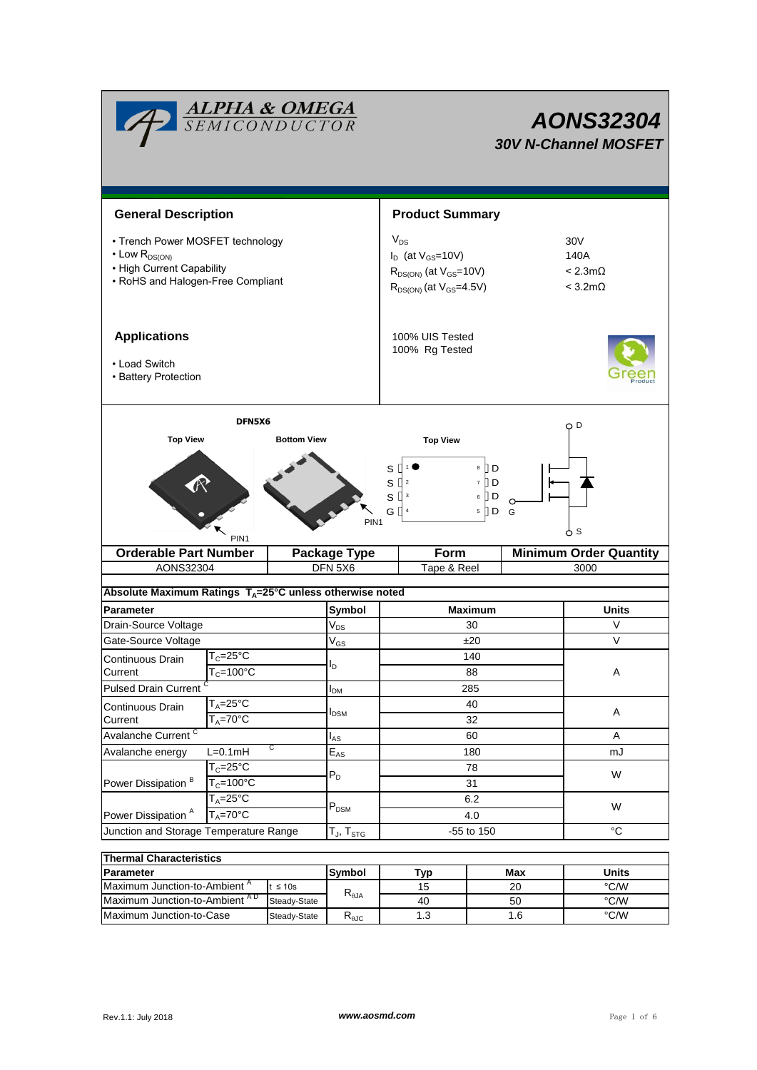# AONS32304

## 30V N-Channel MOSFET

## General Description

- Trench Power MOSFET technology
- Low $R_{DS(ON)}$
- High Current Capability
- RoHS and Halogen-Free Compliant

## Product Summary

| | |
|---|---|
| $V_{DS}$ | 30V |
| $I_D$ (at $V_{GS}$=10V) | 140A |
| $R_{DS(ON)}$ (at $V_{GS}$=10V) | < 2.3mΩ |
| $R_{DS(ON)}$ (at $V_{GS}$=4.5V) | < 3.2mΩ |

100% UIS Tested
100% Rg Tested

## Applications

- Load Switch
- Battery Protection

DFN5X6

Top View | Bottom View | Top View

PIN1

| Orderable Part Number | Package Type | Form | Minimum Order Quantity |
|---|---|---|---|
| AONS32304 | DFN 5X6 | Tape & Reel | 3000 |

**Absolute Maximum Ratings $T_A$=25°C unless otherwise noted**

| Parameter | | Symbol | Maximum | Units |
|---|---|---|---|---|
| Drain-Source Voltage | | $V_{DS}$ | 30 | V |
| Gate-Source Voltage | | $V_{GS}$ | ±20 | V |
| Continuous Drain Current | $T_C$=25°C | $I_D$ | 140 | A |
| | $T_C$=100°C | | 88 | |
| Pulsed Drain Current [C] | | $I_{DM}$ | 285 | |
| Continuous Drain Current | $T_A$=25°C | $I_{DSM}$ | 40 | A |
| | $T_A$=70°C | | 32 | |
| Avalanche Current [C] | | $I_{AS}$ | 60 | A |
| Avalanche energy | L=0.1mH [C] | $E_{AS}$ | 180 | mJ |
| Power Dissipation [B] | $T_C$=25°C | $P_D$ | 78 | W |
| | $T_C$=100°C | | 31 | |
| Power Dissipation [A] | $T_A$=25°C | $P_{DSM}$ | 6.2 | W |
| | $T_A$=70°C | | 4.0 | |
| Junction and Storage Temperature Range | | $T_J$, $T_{STG}$ | -55 to 150 | °C |

**Thermal Characteristics**

| Parameter | | Symbol | Typ | Max | Units |
|---|---|---|---|---|---|
| Maximum Junction-to-Ambient [A] | t ≤ 10s | $R_{\theta JA}$ | 15 | 20 | °C/W |
| Maximum Junction-to-Ambient [A D] | Steady-State | | 40 | 50 | °C/W |
| Maximum Junction-to-Case | Steady-State | $R_{\theta JC}$ | 1.3 | 1.6 | °C/W |

Rev.1.1: July 2018 www.aosmd.com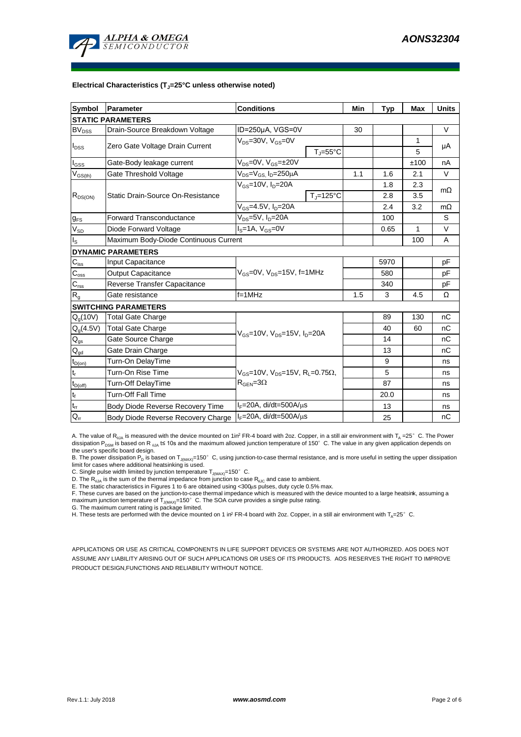**Electrical Characteristics ($T_J$=25°C unless otherwise noted)**

| Symbol | Parameter | Conditions | | Min | Typ | Max | Units |
|---|---|---|---|---|---|---|---|
| **STATIC PARAMETERS** | | | | | | | |
| $BV_{DSS}$ | Drain-Source Breakdown Voltage | ID=250µA, VGS=0V | | 30 | | | V |
| $I_{DSS}$ | Zero Gate Voltage Drain Current | $V_{DS}$=30V, $V_{GS}$=0V | | | | 1 | µA |
| | | | $T_J$=55°C | | | 5 | |
| $I_{GSS}$ | Gate-Body leakage current | $V_{DS}$=0V, $V_{GS}$=±20V | | | | ±100 | nA |
| $V_{GS(th)}$ | Gate Threshold Voltage | $V_{DS}$=$V_{GS}$, $I_D$=250µA | | 1.1 | 1.6 | 2.1 | V |
| $R_{DS(ON)}$ | Static Drain-Source On-Resistance | $V_{GS}$=10V, $I_D$=20A | | | 1.8 | 2.3 | mΩ |
| | | | $T_J$=125°C | | 2.8 | 3.5 | |
| | | $V_{GS}$=4.5V, $I_D$=20A | | | 2.4 | 3.2 | mΩ |
| $g_{FS}$ | Forward Transconductance | $V_{DS}$=5V, $I_D$=20A | | | 100 | | S |
| $V_{SD}$ | Diode Forward Voltage | $I_S$=1A, $V_{GS}$=0V | | | 0.65 | 1 | V |
| $I_S$ | Maximum Body-Diode Continuous Current | | | | | 100 | A |
| **DYNAMIC PARAMETERS** | | | | | | | |
| $C_{iss}$ | Input Capacitance | $V_{GS}$=0V, $V_{DS}$=15V, f=1MHz | | | 5970 | | pF |
| $C_{oss}$ | Output Capacitance | | | | 580 | | pF |
| $C_{rss}$ | Reverse Transfer Capacitance | | | | 340 | | pF |
| $R_g$ | Gate resistance | f=1MHz | | 1.5 | 3 | 4.5 | Ω |
| **SWITCHING PARAMETERS** | | | | | | | |
| $Q_g$(10V) | Total Gate Charge | $V_{GS}$=10V, $V_{DS}$=15V, $I_D$=20A | | | 89 | 130 | nC |
| $Q_g$(4.5V) | Total Gate Charge | | | | 40 | 60 | nC |
| $Q_{gs}$ | Gate Source Charge | | | | 14 | | nC |
| $Q_{gd}$ | Gate Drain Charge | | | | 13 | | nC |
| $t_{D(on)}$ | Turn-On DelayTime | $V_{GS}$=10V, $V_{DS}$=15V, $R_L$=0.75Ω, $R_{GEN}$=3Ω | | | 9 | | ns |
| $t_r$ | Turn-On Rise Time | | | | 5 | | ns |
| $t_{D(off)}$ | Turn-Off DelayTime | | | | 87 | | ns |
| $t_f$ | Turn-Off Fall Time | | | | 20.0 | | ns |
| $t_{rr}$ | Body Diode Reverse Recovery Time | $I_F$=20A, di/dt=500A/µs | | | 13 | | ns |
| $Q_{rr}$ | Body Diode Reverse Recovery Charge | $I_F$=20A, di/dt=500A/µs | | | 25 | | nC |

A. The value of $R_{\theta JA}$ is measured with the device mounted on 1in² FR-4 board with 2oz. Copper, in a still air environment with $T_A$ =25° C. The Power dissipation $P_{DSM}$ is based on $R_{\theta JA}$ t≤ 10s and the maximum allowed junction temperature of 150° C. The value in any given application depends on the user's specific board design.

B. The power dissipation $P_D$ is based on $T_{J(MAX)}$=150° C, using junction-to-case thermal resistance, and is more useful in setting the upper dissipation limit for cases where additional heatsinking is used.

C. Single pulse width limited by junction temperature $T_{J(MAX)}$=150° C.

D. The $R_{\theta JA}$ is the sum of the thermal impedance from junction to case $R_{\theta JC}$ and case to ambient.

E. The static characteristics in Figures 1 to 6 are obtained using <300µs pulses, duty cycle 0.5% max.

F. These curves are based on the junction-to-case thermal impedance which is measured with the device mounted to a large heatsink, assuming a maximum junction temperature of $T_{J(MAX)}$=150° C. The SOA curve provides a single pulse rating.

G. The maximum current rating is package limited.

H. These tests are performed with the device mounted on 1 in² FR-4 board with 2oz. Copper, in a still air environment with $T_A$=25° C.

APPLICATIONS OR USE AS CRITICAL COMPONENTS IN LIFE SUPPORT DEVICES OR SYSTEMS ARE NOT AUTHORIZED. AOS DOES NOT ASSUME ANY LIABILITY ARISING OUT OF SUCH APPLICATIONS OR USES OF ITS PRODUCTS. AOS RESERVES THE RIGHT TO IMPROVE PRODUCT DESIGN,FUNCTIONS AND RELIABILITY WITHOUT NOTICE.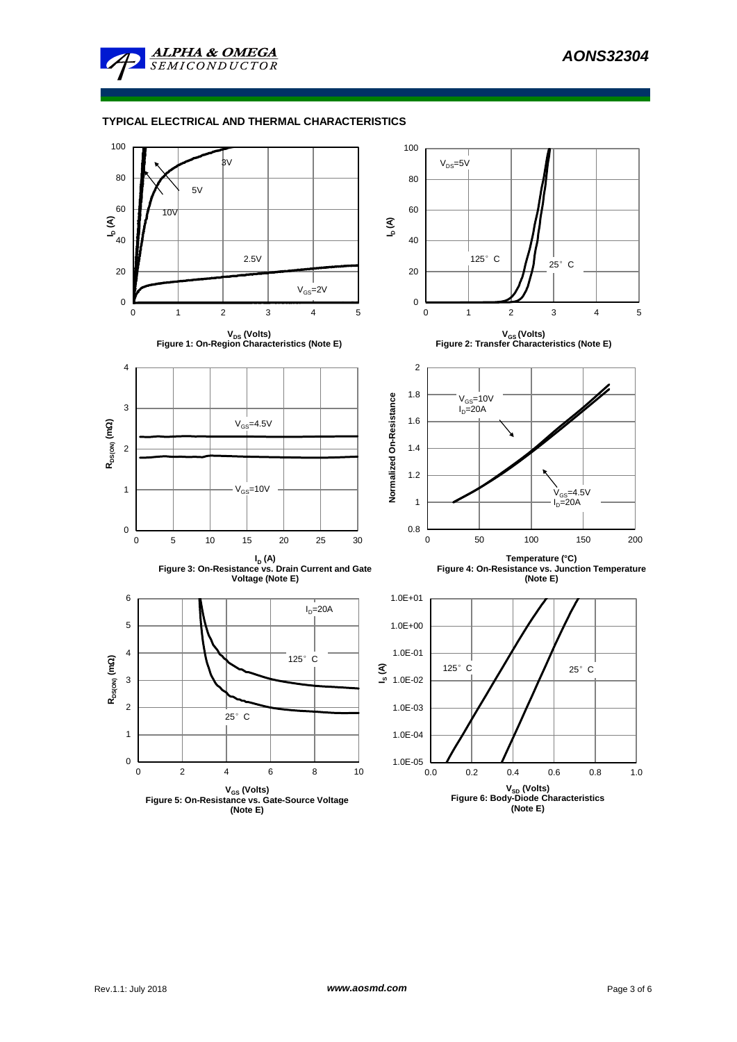## TYPICAL ELECTRICAL AND THERMAL CHARACTERISTICS

$V_{DS}$ (Volts)

**Figure 1: On-Region Characteristics (Note E)**

$V_{GS}$ (Volts)

**Figure 2: Transfer Characteristics (Note E)**

$I_D$ (A)

**Figure 3: On-Resistance vs. Drain Current and Gate Voltage (Note E)**

Temperature (°C)

**Figure 4: On-Resistance vs. Junction Temperature (Note E)**

$V_{GS}$ (Volts)

**Figure 5: On-Resistance vs. Gate-Source Voltage (Note E)**

$V_{SD}$ (Volts)

**Figure 6: Body-Diode Characteristics (Note E)**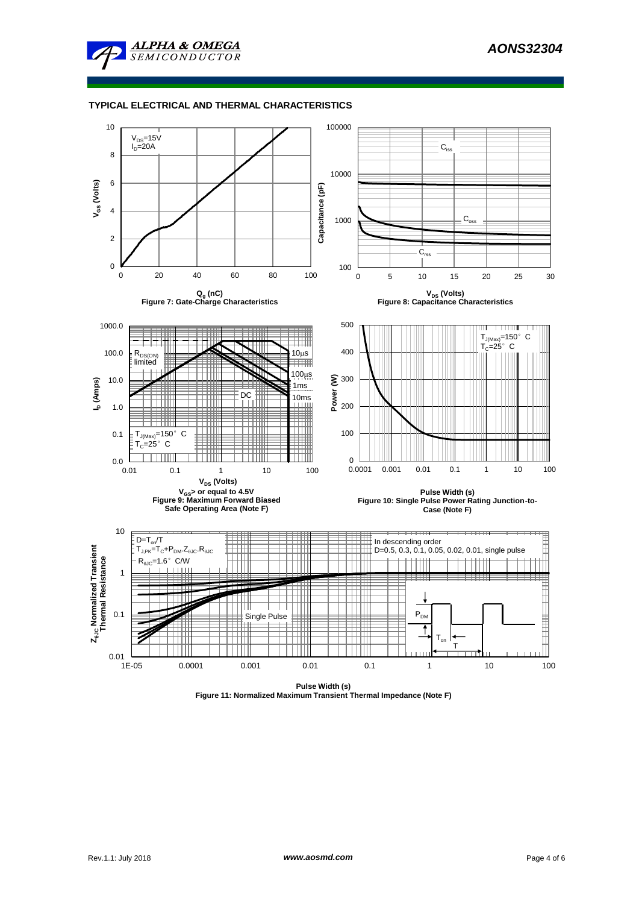## TYPICAL ELECTRICAL AND THERMAL CHARACTERISTICS

$V_{DS}$=15V
$I_D$=20A

$V_{GS}$ (Volts)

$Q_g$ (nC)

**Figure 7: Gate-Charge Characteristics**

$C_{iss}$

$C_{oss}$

$C_{rss}$

Capacitance (pF)

$V_{DS}$ (Volts)

**Figure 8: Capacitance Characteristics**

$R_{DS(ON)}$ limited

10µs

100µs

1ms

10ms

DC

$T_{J(Max)}$=150° C
$T_C$=25° C

$I_D$ (Amps)

$V_{DS}$ (Volts)

$V_{GS}$> or equal to 4.5V

**Figure 9: Maximum Forward Biased Safe Operating Area (Note F)**

$T_{J(Max)}$=150° C
$T_C$=25° C

Power (W)

Pulse Width (s)

**Figure 10: Single Pulse Power Rating Junction-to-Case (Note F)**

D=$T_{on}$/T
$T_{J,PK}$=$T_C$+$P_{DM}$.$Z_{\theta JC}$.$R_{\theta JC}$
$R_{\theta JC}$=1.6° C/W

In descending order
D=0.5, 0.3, 0.1, 0.05, 0.02, 0.01, single pulse

Single Pulse

$P_{DM}$

$T_{on}$

T

$Z_{\theta JC}$ Normalized Transient Thermal Resistance

Pulse Width (s)

**Figure 11: Normalized Maximum Transient Thermal Impedance (Note F)**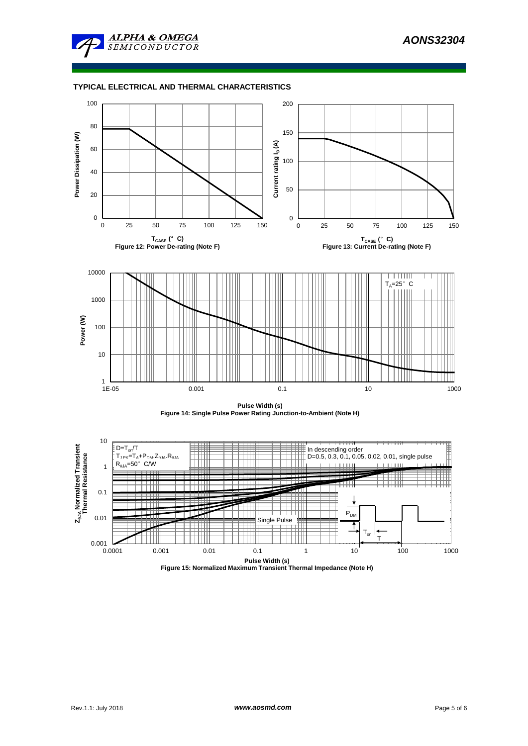## TYPICAL ELECTRICAL AND THERMAL CHARACTERISTICS

Power Dissipation (W)

$T_{CASE}$ (°C)

Figure 12: Power De-rating (Note F)

Current rating $I_D$ (A)

$T_{CASE}$ (°C)

Figure 13: Current De-rating (Note F)

$T_A$=25°C

Power (W)

Pulse Width (s)

Figure 14: Single Pulse Power Rating Junction-to-Ambient (Note H)

D=$T_{on}$/T

$T_{J,PK}$=$T_A$+$P_{DM}$.$Z_{\theta JA}$.$R_{\theta JA}$

$R_{\theta JA}$=50°C/W

In descending order

D=0.5, 0.3, 0.1, 0.05, 0.02, 0.01, single pulse

Single Pulse

$P_{DM}$

$T_{on}$

T

$Z_{\theta JA}$ Normalized Transient Thermal Resistance

Pulse Width (s)

Figure 15: Normalized Maximum Transient Thermal Impedance (Note H)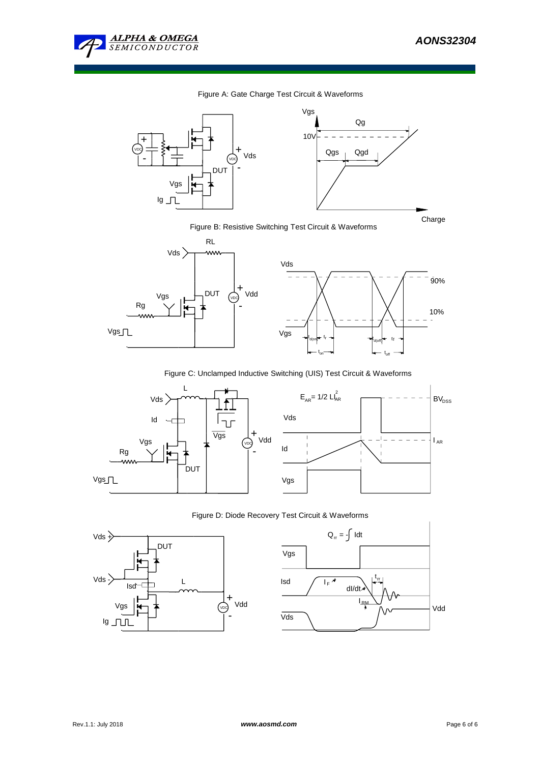Figure A: Gate Charge Test Circuit & Waveforms

VDC
\+
\-
Vgs
Ig
DUT
\+
VDC
Vds
\-

Vgs
10V
Qg
Qgs
Qgd
Charge

Figure B: Resistive Switching Test Circuit & Waveforms

RL
Vds
Vgs
Rg
Vgs
DUT
\+
VDC
Vdd
\-

Vds
90%
10%
Vgs
$t_{d(on)}$
$t_r$
$t_{on}$
$t_{d(off)}$
$t_f$
$t_{off}$

Figure C: Unclamped Inductive Switching (UIS) Test Circuit & Waveforms

L
Vds
Id
Vgs
Rg
Vgs
DUT
Vgs
\+
VDC
Vdd
\-

$E_{AR} = 1/2\ LI_{AR}^2$
$BV_{DSS}$
Vds
Id
$I_{AR}$
Vgs

Figure D: Diode Recovery Test Circuit & Waveforms

Vds +
DUT
Vds -
Isd
L
Vgs
Ig
\+
VDC
Vdd
\-

$Q_{rr} = -\int Idt$
Vgs
Isd
$I_F$
dI/dt
$t_{rr}$
$I_{RM}$
Vds
Vdd